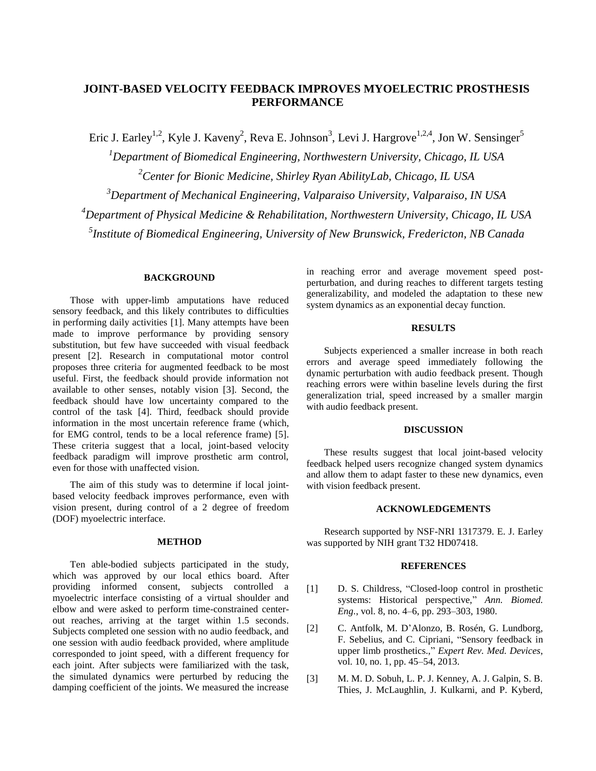# JOINT-BASED VELOCITY FEEDBACK IMPROVES MYOELECTRIC PROSTHESIS PERFORMANCE

Eric J. Earley[1,2], Kyle J. Kaveny[2], Reva E. Johnson[3], Levi J. Hargrove[1,2,4], Jon W. Sensinger[5]

[1]*Department of Biomedical Engineering, Northwestern University, Chicago, IL USA*

[2]*Center for Bionic Medicine, Shirley Ryan AbilityLab, Chicago, IL USA*

[3]*Department of Mechanical Engineering, Valparaiso University, Valparaiso, IN USA*

[4]*Department of Physical Medicine & Rehabilitation, Northwestern University, Chicago, IL USA*

[5]*Institute of Biomedical Engineering, University of New Brunswick, Fredericton, NB Canada*

## BACKGROUND

Those with upper-limb amputations have reduced sensory feedback, and this likely contributes to difficulties in performing daily activities [1]. Many attempts have been made to improve performance by providing sensory substitution, but few have succeeded with visual feedback present [2]. Research in computational motor control proposes three criteria for augmented feedback to be most useful. First, the feedback should provide information not available to other senses, notably vision [3]. Second, the feedback should have low uncertainty compared to the control of the task [4]. Third, feedback should provide information in the most uncertain reference frame (which, for EMG control, tends to be a local reference frame) [5]. These criteria suggest that a local, joint-based velocity feedback paradigm will improve prosthetic arm control, even for those with unaffected vision.

The aim of this study was to determine if local joint-based velocity feedback improves performance, even with vision present, during control of a 2 degree of freedom (DOF) myoelectric interface.

## METHOD

Ten able-bodied subjects participated in the study, which was approved by our local ethics board. After providing informed consent, subjects controlled a myoelectric interface consisting of a virtual shoulder and elbow and were asked to perform time-constrained center-out reaches, arriving at the target within 1.5 seconds. Subjects completed one session with no audio feedback, and one session with audio feedback provided, where amplitude corresponded to joint speed, with a different frequency for each joint. After subjects were familiarized with the task, the simulated dynamics were perturbed by reducing the damping coefficient of the joints. We measured the increase in reaching error and average movement speed post-perturbation, and during reaches to different targets testing generalizability, and modeled the adaptation to these new system dynamics as an exponential decay function.

## RESULTS

Subjects experienced a smaller increase in both reach errors and average speed immediately following the dynamic perturbation with audio feedback present. Though reaching errors were within baseline levels during the first generalization trial, speed increased by a smaller margin with audio feedback present.

## DISCUSSION

These results suggest that local joint-based velocity feedback helped users recognize changed system dynamics and allow them to adapt faster to these new dynamics, even with vision feedback present.

## ACKNOWLEDGEMENTS

Research supported by NSF-NRI 1317379. E. J. Earley was supported by NIH grant T32 HD07418.

## REFERENCES

[1] D. S. Childress, "Closed-loop control in prosthetic systems: Historical perspective," *Ann. Biomed. Eng.*, vol. 8, no. 4–6, pp. 293–303, 1980.

[2] C. Antfolk, M. D'Alonzo, B. Rosén, G. Lundborg, F. Sebelius, and C. Cipriani, "Sensory feedback in upper limb prosthetics.," *Expert Rev. Med. Devices*, vol. 10, no. 1, pp. 45–54, 2013.

[3] M. M. D. Sobuh, L. P. J. Kenney, A. J. Galpin, S. B. Thies, J. McLaughlin, J. Kulkarni, and P. Kyberd,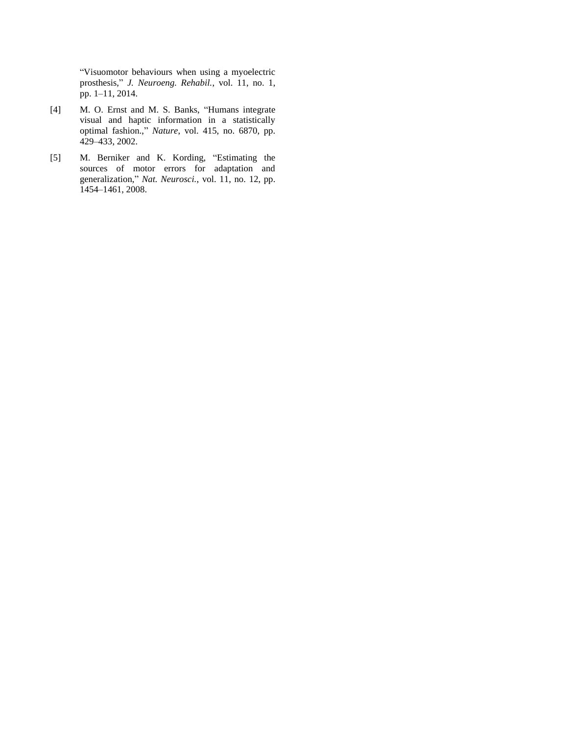"Visuomotor behaviours when using a myoelectric prosthesis," *J. Neuroeng. Rehabil.*, vol. 11, no. 1, pp. 1–11, 2014.

[4] M. O. Ernst and M. S. Banks, "Humans integrate visual and haptic information in a statistically optimal fashion.," *Nature*, vol. 415, no. 6870, pp. 429–433, 2002.

[5] M. Berniker and K. Kording, "Estimating the sources of motor errors for adaptation and generalization," *Nat. Neurosci.*, vol. 11, no. 12, pp. 1454–1461, 2008.